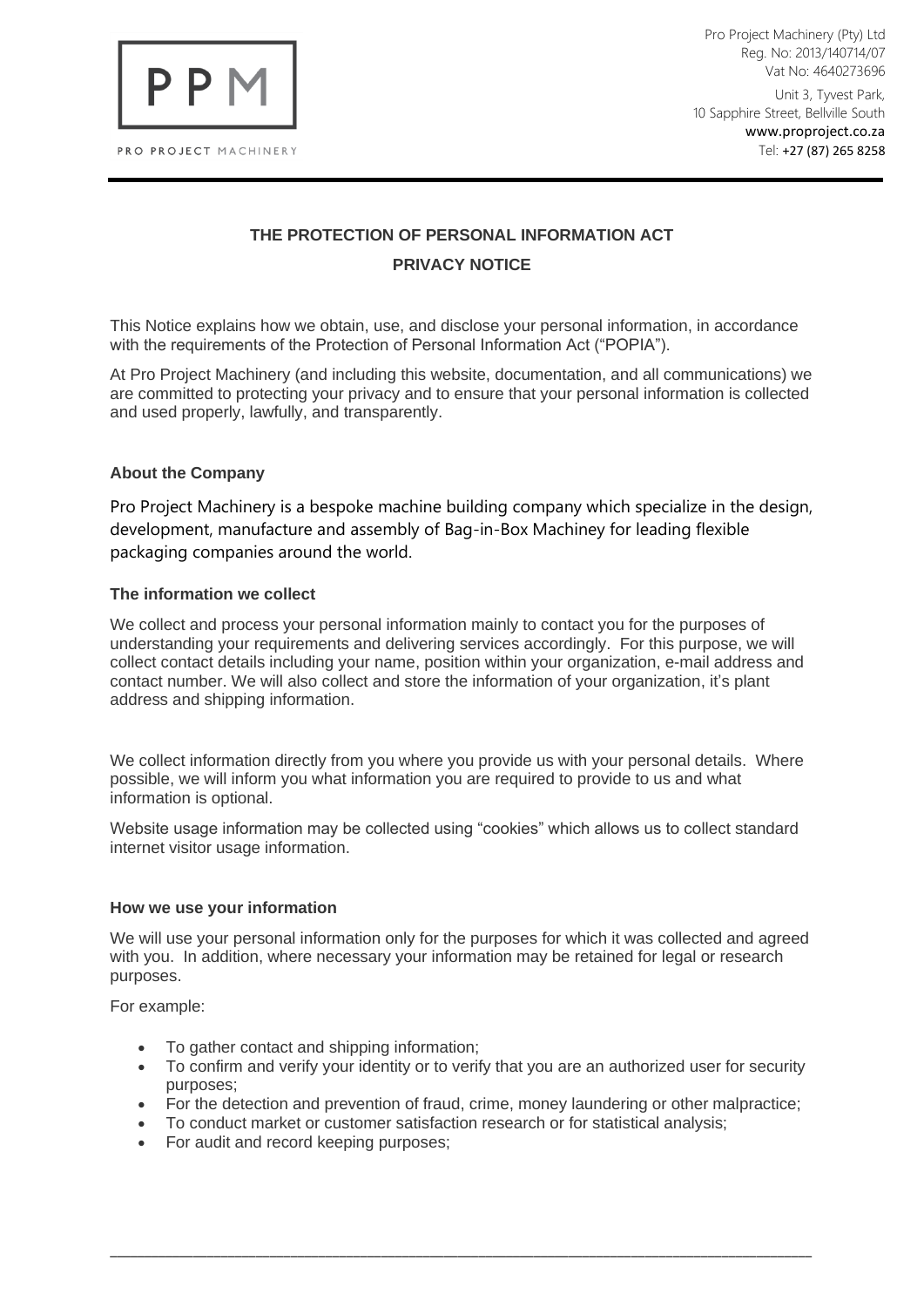PPM

PRO PROJECT MACHINERY

Pro Project Machinery (Pty) Ltd
Reg. No: 2013/140714/07
Vat No: 4640273696

Unit 3, Tyvest Park,
10 Sapphire Street, Bellville South
www.proproject.co.za
Tel: +27 (87) 265 8258

# THE PROTECTION OF PERSONAL INFORMATION ACT

## PRIVACY NOTICE

This Notice explains how we obtain, use, and disclose your personal information, in accordance with the requirements of the Protection of Personal Information Act ("POPIA").

At Pro Project Machinery (and including this website, documentation, and all communications) we are committed to protecting your privacy and to ensure that your personal information is collected and used properly, lawfully, and transparently.

### About the Company

Pro Project Machinery is a bespoke machine building company which specialize in the design, development, manufacture and assembly of Bag-in-Box Machiney for leading flexible packaging companies around the world.

### The information we collect

We collect and process your personal information mainly to contact you for the purposes of understanding your requirements and delivering services accordingly. For this purpose, we will collect contact details including your name, position within your organization, e-mail address and contact number. We will also collect and store the information of your organization, it's plant address and shipping information.

We collect information directly from you where you provide us with your personal details. Where possible, we will inform you what information you are required to provide to us and what information is optional.

Website usage information may be collected using "cookies" which allows us to collect standard internet visitor usage information.

### How we use your information

We will use your personal information only for the purposes for which it was collected and agreed with you. In addition, where necessary your information may be retained for legal or research purposes.

For example:

- To gather contact and shipping information;
- To confirm and verify your identity or to verify that you are an authorized user for security purposes;
- For the detection and prevention of fraud, crime, money laundering or other malpractice;
- To conduct market or customer satisfaction research or for statistical analysis;
- For audit and record keeping purposes;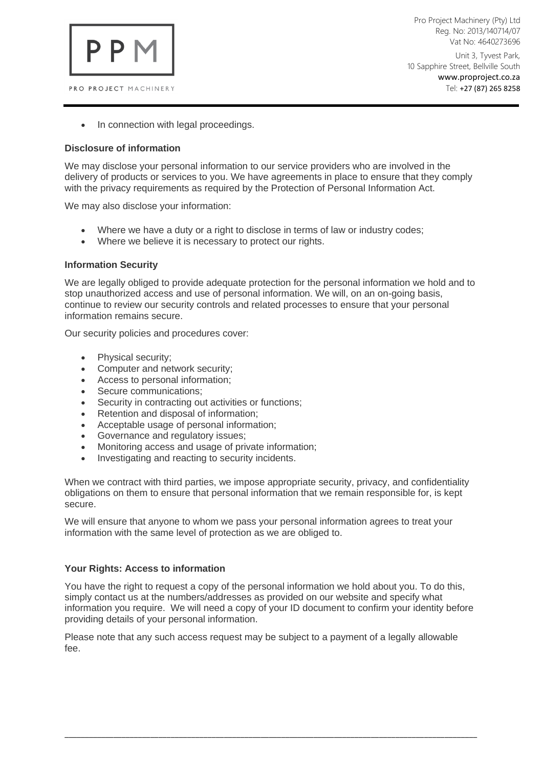- In connection with legal proceedings.

**Disclosure of information**

We may disclose your personal information to our service providers who are involved in the delivery of products or services to you. We have agreements in place to ensure that they comply with the privacy requirements as required by the Protection of Personal Information Act.

We may also disclose your information:

- Where we have a duty or a right to disclose in terms of law or industry codes;
- Where we believe it is necessary to protect our rights.

**Information Security**

We are legally obliged to provide adequate protection for the personal information we hold and to stop unauthorized access and use of personal information. We will, on an on-going basis, continue to review our security controls and related processes to ensure that your personal information remains secure.

Our security policies and procedures cover:

- Physical security;
- Computer and network security;
- Access to personal information;
- Secure communications;
- Security in contracting out activities or functions;
- Retention and disposal of information;
- Acceptable usage of personal information;
- Governance and regulatory issues;
- Monitoring access and usage of private information;
- Investigating and reacting to security incidents.

When we contract with third parties, we impose appropriate security, privacy, and confidentiality obligations on them to ensure that personal information that we remain responsible for, is kept secure.

We will ensure that anyone to whom we pass your personal information agrees to treat your information with the same level of protection as we are obliged to.

**Your Rights: Access to information**

You have the right to request a copy of the personal information we hold about you. To do this, simply contact us at the numbers/addresses as provided on our website and specify what information you require. We will need a copy of your ID document to confirm your identity before providing details of your personal information.

Please note that any such access request may be subject to a payment of a legally allowable fee.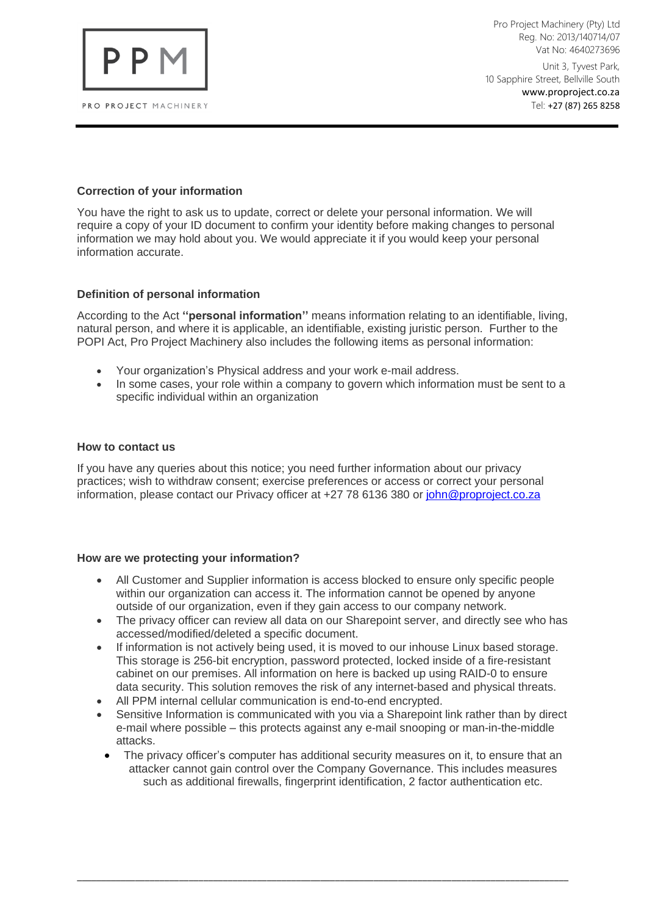**Correction of your information**

You have the right to ask us to update, correct or delete your personal information. We will require a copy of your ID document to confirm your identity before making changes to personal information we may hold about you. We would appreciate it if you would keep your personal information accurate.

**Definition of personal information**

According to the Act **"personal information"** means information relating to an identifiable, living, natural person, and where it is applicable, an identifiable, existing juristic person. Further to the POPI Act, Pro Project Machinery also includes the following items as personal information:

- Your organization's Physical address and your work e-mail address.
- In some cases, your role within a company to govern which information must be sent to a specific individual within an organization

**How to contact us**

If you have any queries about this notice; you need further information about our privacy practices; wish to withdraw consent; exercise preferences or access or correct your personal information, please contact our Privacy officer at +27 78 6136 380 or john@proproject.co.za

**How are we protecting your information?**

- All Customer and Supplier information is access blocked to ensure only specific people within our organization can access it. The information cannot be opened by anyone outside of our organization, even if they gain access to our company network.
- The privacy officer can review all data on our Sharepoint server, and directly see who has accessed/modified/deleted a specific document.
- If information is not actively being used, it is moved to our inhouse Linux based storage. This storage is 256-bit encryption, password protected, locked inside of a fire-resistant cabinet on our premises. All information on here is backed up using RAID-0 to ensure data security. This solution removes the risk of any internet-based and physical threats.
- All PPM internal cellular communication is end-to-end encrypted.
- Sensitive Information is communicated with you via a Sharepoint link rather than by direct e-mail where possible – this protects against any e-mail snooping or man-in-the-middle attacks.
- The privacy officer's computer has additional security measures on it, to ensure that an attacker cannot gain control over the Company Governance. This includes measures such as additional firewalls, fingerprint identification, 2 factor authentication etc.